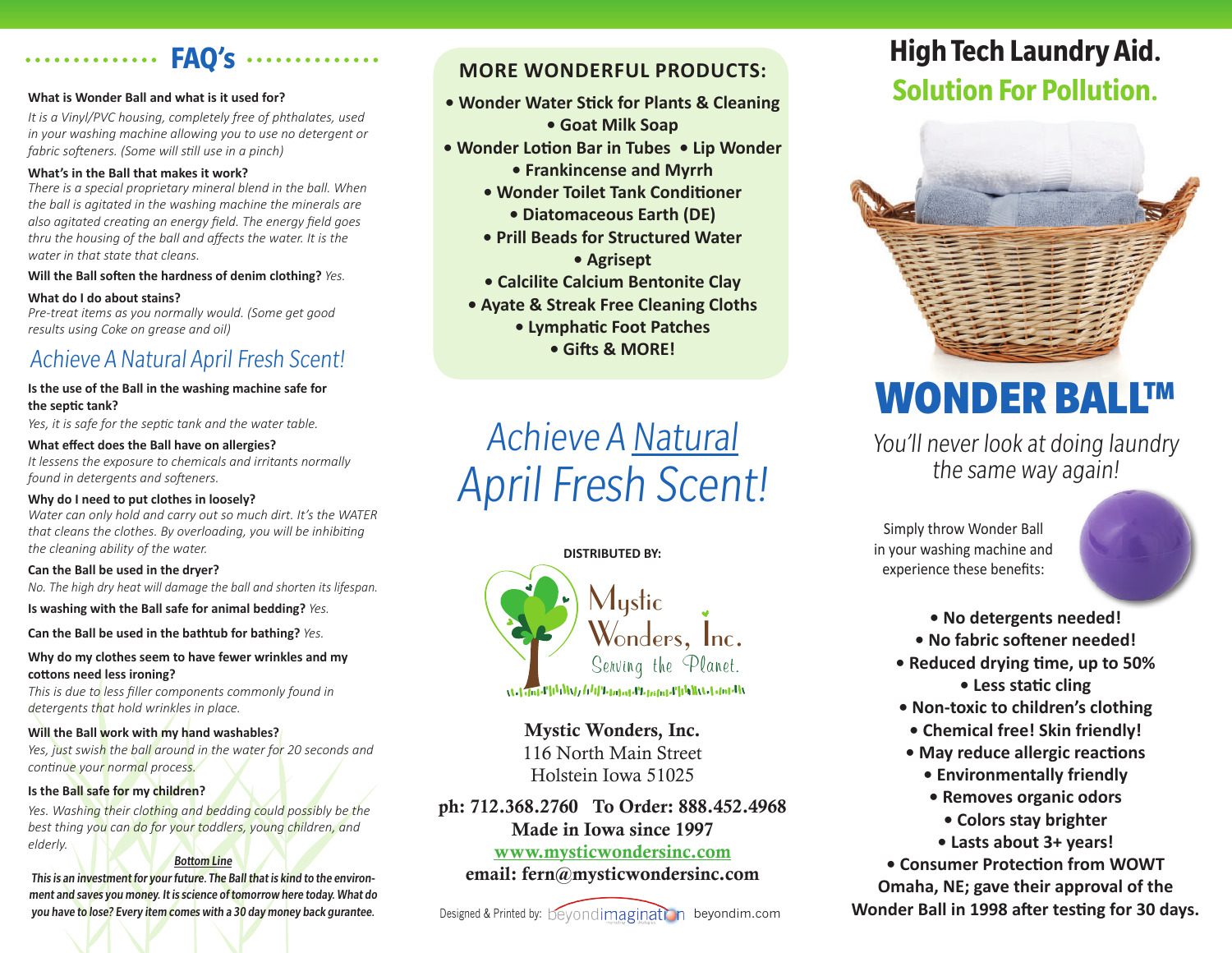## FAQ's

**What is Wonder Ball and what is it used for?**
*It is a Vinyl/PVC housing, completely free of phthalates, used in your washing machine allowing you to use no detergent or fabric softeners. (Some will still use in a pinch)*

**What's in the Ball that makes it work?**
*There is a special proprietary mineral blend in the ball. When the ball is agitated in the washing machine the minerals are also agitated creating an energy field. The energy field goes thru the housing of the ball and affects the water. It is the water in that state that cleans.*

**Will the Ball soften the hardness of denim clothing?** *Yes.*

**What do I do about stains?**
*Pre-treat items as you normally would. (Some get good results using Coke on grease and oil)*

### *Achieve A Natural April Fresh Scent!*

**Is the use of the Ball in the washing machine safe for the septic tank?**
*Yes, it is safe for the septic tank and the water table.*

**What effect does the Ball have on allergies?**
*It lessens the exposure to chemicals and irritants normally found in detergents and softeners.*

**Why do I need to put clothes in loosely?**
*Water can only hold and carry out so much dirt. It's the WATER that cleans the clothes. By overloading, you will be inhibiting the cleaning ability of the water.*

**Can the Ball be used in the dryer?**
*No. The high dry heat will damage the ball and shorten its lifespan.*

**Is washing with the Ball safe for animal bedding?** *Yes.*

**Can the Ball be used in the bathtub for bathing?** *Yes.*

**Why do my clothes seem to have fewer wrinkles and my cottons need less ironing?**
*This is due to less filler components commonly found in detergents that hold wrinkles in place.*

**Will the Ball work with my hand washables?**
*Yes, just swish the ball around in the water for 20 seconds and continue your normal process.*

**Is the Ball safe for my children?**
*Yes. Washing their clothing and bedding could possibly be the best thing you can do for your toddlers, young children, and elderly.*

***Bottom Line***

***This is an investment for your future. The Ball that is kind to the environment and saves you money. It is science of tomorrow here today. What do you have to lose? Every item comes with a 30 day money back gurantee.***

## MORE WONDERFUL PRODUCTS:

- Wonder Water Stick for Plants & Cleaning
- Goat Milk Soap
- Wonder Lotion Bar in Tubes
- Lip Wonder
- Frankincense and Myrrh
- Wonder Toilet Tank Conditioner
- Diatomaceous Earth (DE)
- Prill Beads for Structured Water
- Agrisept
- Calcilite Calcium Bentonite Clay
- Ayate & Streak Free Cleaning Cloths
- Lymphatic Foot Patches
- Gifts & MORE!

## *Achieve A Natural April Fresh Scent!*

**DISTRIBUTED BY:**

Mystic Wonders, Inc.
Serving the Planet.

**Mystic Wonders, Inc.**
116 North Main Street
Holstein Iowa 51025

**ph: 712.368.2760 To Order: 888.452.4968**
**Made in Iowa since 1997**
**www.mysticwondersinc.com**
**email: fern@mysticwondersinc.com**

Designed & Printed by: beyondimagination beyondim.com

# High Tech Laundry Aid.
## Solution For Pollution.

# WONDER BALL™

*You'll never look at doing laundry the same way again!*

Simply throw Wonder Ball in your washing machine and experience these benefits:

- **No detergents needed!**
- **No fabric softener needed!**
- **Reduced drying time, up to 50%**
- **Less static cling**
- **Non-toxic to children's clothing**
- **Chemical free! Skin friendly!**
- **May reduce allergic reactions**
- **Environmentally friendly**
- **Removes organic odors**
- **Colors stay brighter**
- **Lasts about 3+ years!**
- **Consumer Protection from WOWT Omaha, NE; gave their approval of the Wonder Ball in 1998 after testing for 30 days.**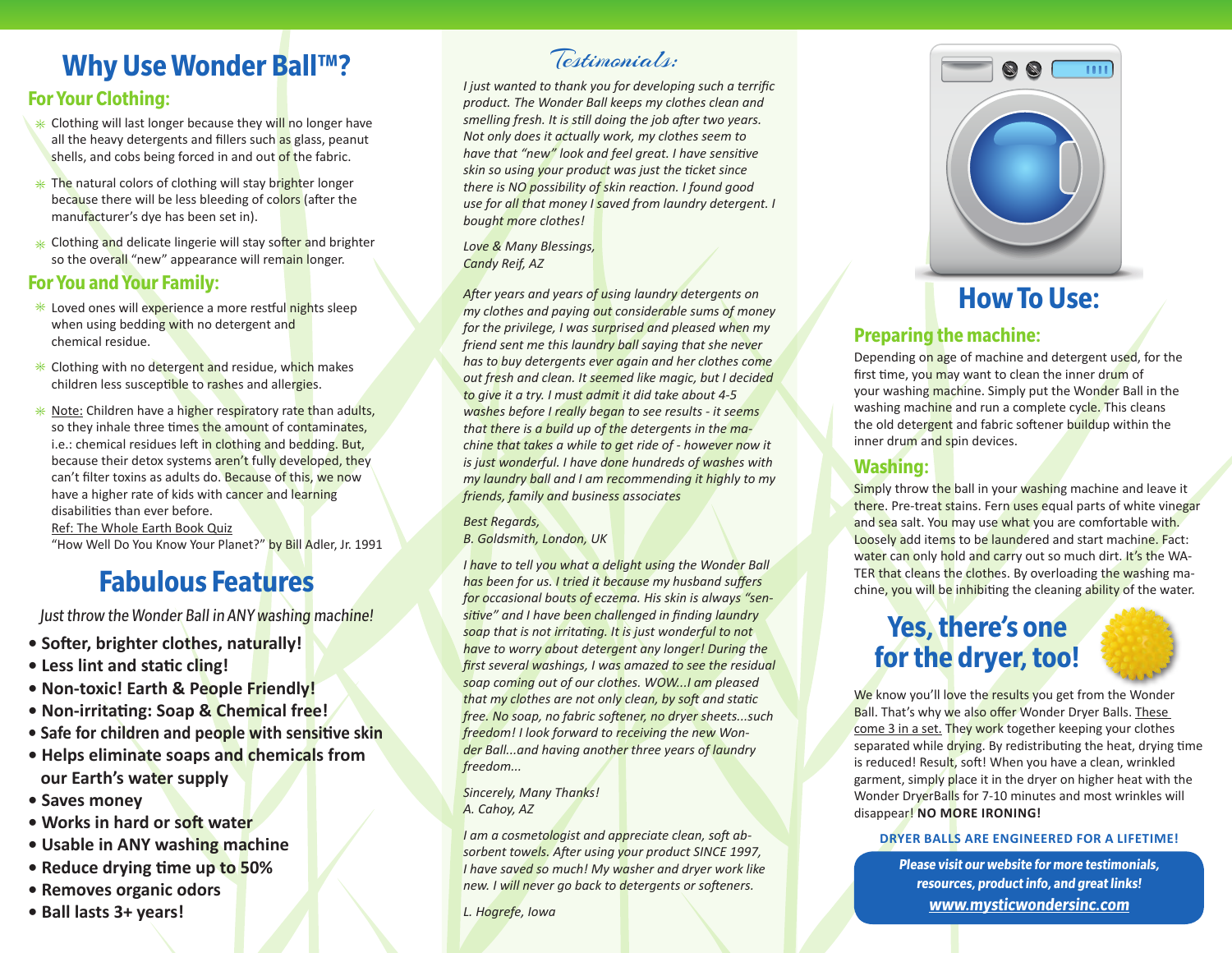# Why Use Wonder Ball™?

## For Your Clothing:

- Clothing will last longer because they will no longer have all the heavy detergents and fillers such as glass, peanut shells, and cobs being forced in and out of the fabric.
- The natural colors of clothing will stay brighter longer because there will be less bleeding of colors (after the manufacturer's dye has been set in).
- Clothing and delicate lingerie will stay softer and brighter so the overall "new" appearance will remain longer.

## For You and Your Family:

- Loved ones will experience a more restful nights sleep when using bedding with no detergent and chemical residue.
- Clothing with no detergent and residue, which makes children less susceptible to rashes and allergies.
- Note: Children have a higher respiratory rate than adults, so they inhale three times the amount of contaminates, i.e.: chemical residues left in clothing and bedding. But, because their detox systems aren't fully developed, they can't filter toxins as adults do. Because of this, we now have a higher rate of kids with cancer and learning disabilities than ever before.
  Ref: The Whole Earth Book Quiz
  "How Well Do You Know Your Planet?" by Bill Adler, Jr. 1991

# Fabulous Features

*Just throw the Wonder Ball in ANY washing machine!*

- **Softer, brighter clothes, naturally!**
- **Less lint and static cling!**
- **Non-toxic! Earth & People Friendly!**
- **Non-irritating: Soap & Chemical free!**
- **Safe for children and people with sensitive skin**
- **Helps eliminate soaps and chemicals from our Earth's water supply**
- **Saves money**
- **Works in hard or soft water**
- **Usable in ANY washing machine**
- **Reduce drying time up to 50%**
- **Removes organic odors**
- **Ball lasts 3+ years!**

## Testimonials:

*I just wanted to thank you for developing such a terrific product. The Wonder Ball keeps my clothes clean and smelling fresh. It is still doing the job after two years. Not only does it actually work, my clothes seem to have that "new" look and feel great. I have sensitive skin so using your product was just the ticket since there is NO possibility of skin reaction. I found good use for all that money I saved from laundry detergent. I bought more clothes!*

*Love & Many Blessings,*
*Candy Reif, AZ*

*After years and years of using laundry detergents on my clothes and paying out considerable sums of money for the privilege, I was surprised and pleased when my friend sent me this laundry ball saying that she never has to buy detergents ever again and her clothes come out fresh and clean. It seemed like magic, but I decided to give it a try. I must admit it did take about 4-5 washes before I really began to see results - it seems that there is a build up of the detergents in the machine that takes a while to get ride of - however now it is just wonderful. I have done hundreds of washes with my laundry ball and I am recommending it highly to my friends, family and business associates*

*Best Regards,*
*B. Goldsmith, London, UK*

*I have to tell you what a delight using the Wonder Ball has been for us. I tried it because my husband suffers for occasional bouts of eczema. His skin is always "sensitive" and I have been challenged in finding laundry soap that is not irritating. It is just wonderful to not have to worry about detergent any longer! During the first several washings, I was amazed to see the residual soap coming out of our clothes. WOW...I am pleased that my clothes are not only clean, by soft and static free. No soap, no fabric softener, no dryer sheets...such freedom! I look forward to receiving the new Wonder Ball...and having another three years of laundry freedom...*

*Sincerely, Many Thanks!*
*A. Cahoy, AZ*

*I am a cosmetologist and appreciate clean, soft absorbent towels. After using your product SINCE 1997, I have saved so much! My washer and dryer work like new. I will never go back to detergents or softeners.*

*L. Hogrefe, Iowa*

# How To Use:

## Preparing the machine:

Depending on age of machine and detergent used, for the first time, you may want to clean the inner drum of your washing machine. Simply put the Wonder Ball in the washing machine and run a complete cycle. This cleans the old detergent and fabric softener buildup within the inner drum and spin devices.

## Washing:

Simply throw the ball in your washing machine and leave it there. Pre-treat stains. Fern uses equal parts of white vinegar and sea salt. You may use what you are comfortable with. Loosely add items to be laundered and start machine. Fact: water can only hold and carry out so much dirt. It's the WATER that cleans the clothes. By overloading the washing machine, you will be inhibiting the cleaning ability of the water.

# Yes, there's one for the dryer, too!

We know you'll love the results you get from the Wonder Ball. That's why we also offer Wonder Dryer Balls. These come 3 in a set. They work together keeping your clothes separated while drying. By redistributing the heat, drying time is reduced! Result, soft! When you have a clean, wrinkled garment, simply place it in the dryer on higher heat with the Wonder DryerBalls for 7-10 minutes and most wrinkles will disappear! **NO MORE IRONING!**

**DRYER BALLS ARE ENGINEERED FOR A LIFETIME!**

***Please visit our website for more testimonials, resources, product info, and great links!***
***www.mysticwondersinc.com***